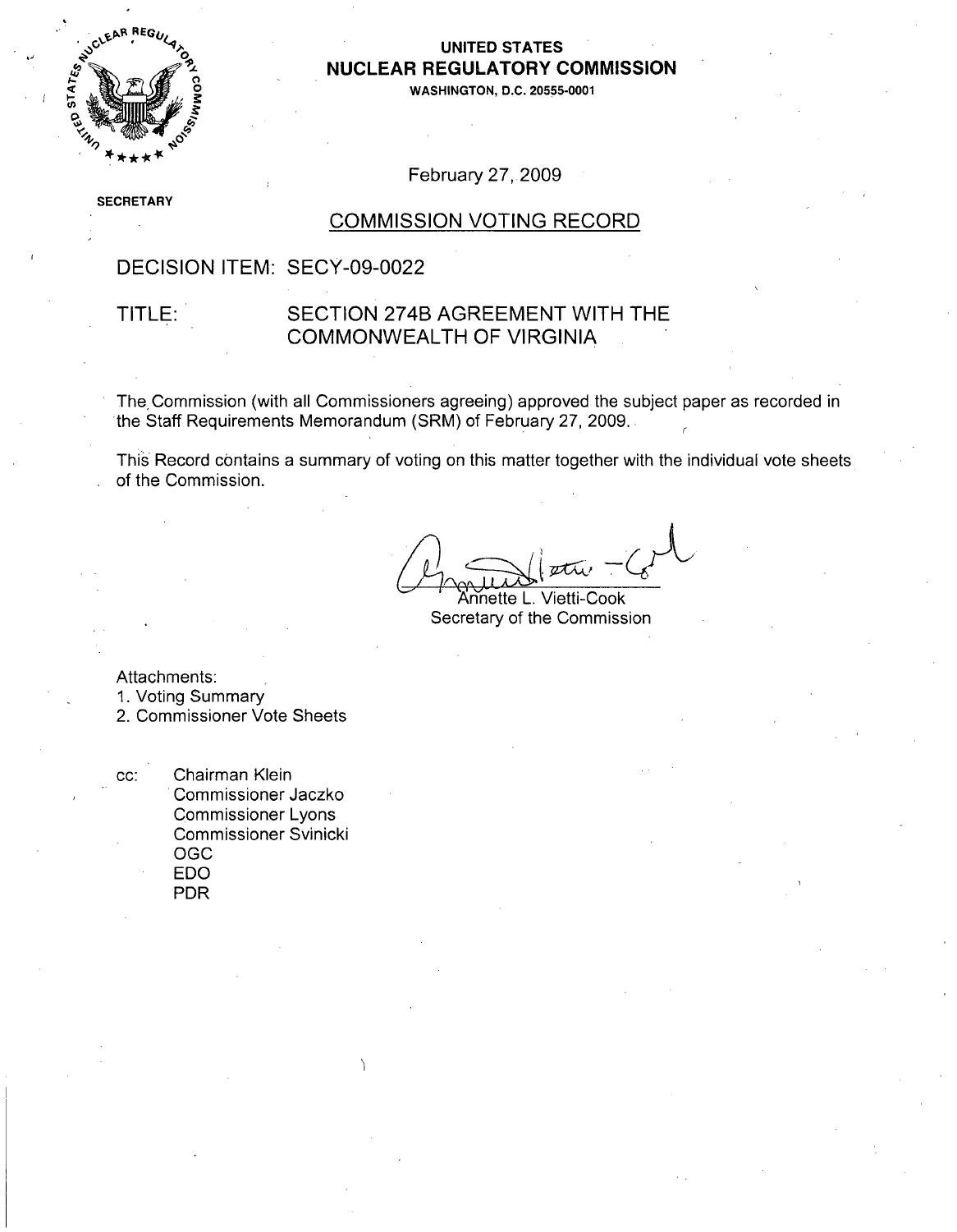UNITED STATES
**NUCLEAR REGULATORY COMMISSION**
WASHINGTON, D.C. 20555-0001

SECRETARY

February 27, 2009

## COMMISSION VOTING RECORD

DECISION ITEM: SECY-09-0022

TITLE: SECTION 274B AGREEMENT WITH THE COMMONWEALTH OF VIRGINIA

The Commission (with all Commissioners agreeing) approved the subject paper as recorded in the Staff Requirements Memorandum (SRM) of February 27, 2009.

This Record contains a summary of voting on this matter together with the individual vote sheets of the Commission.

Annette L. Vietti-Cook
Secretary of the Commission

Attachments:
1. Voting Summary
2. Commissioner Vote Sheets

cc: Chairman Klein
Commissioner Jaczko
Commissioner Lyons
Commissioner Svinicki
OGC
EDO
PDR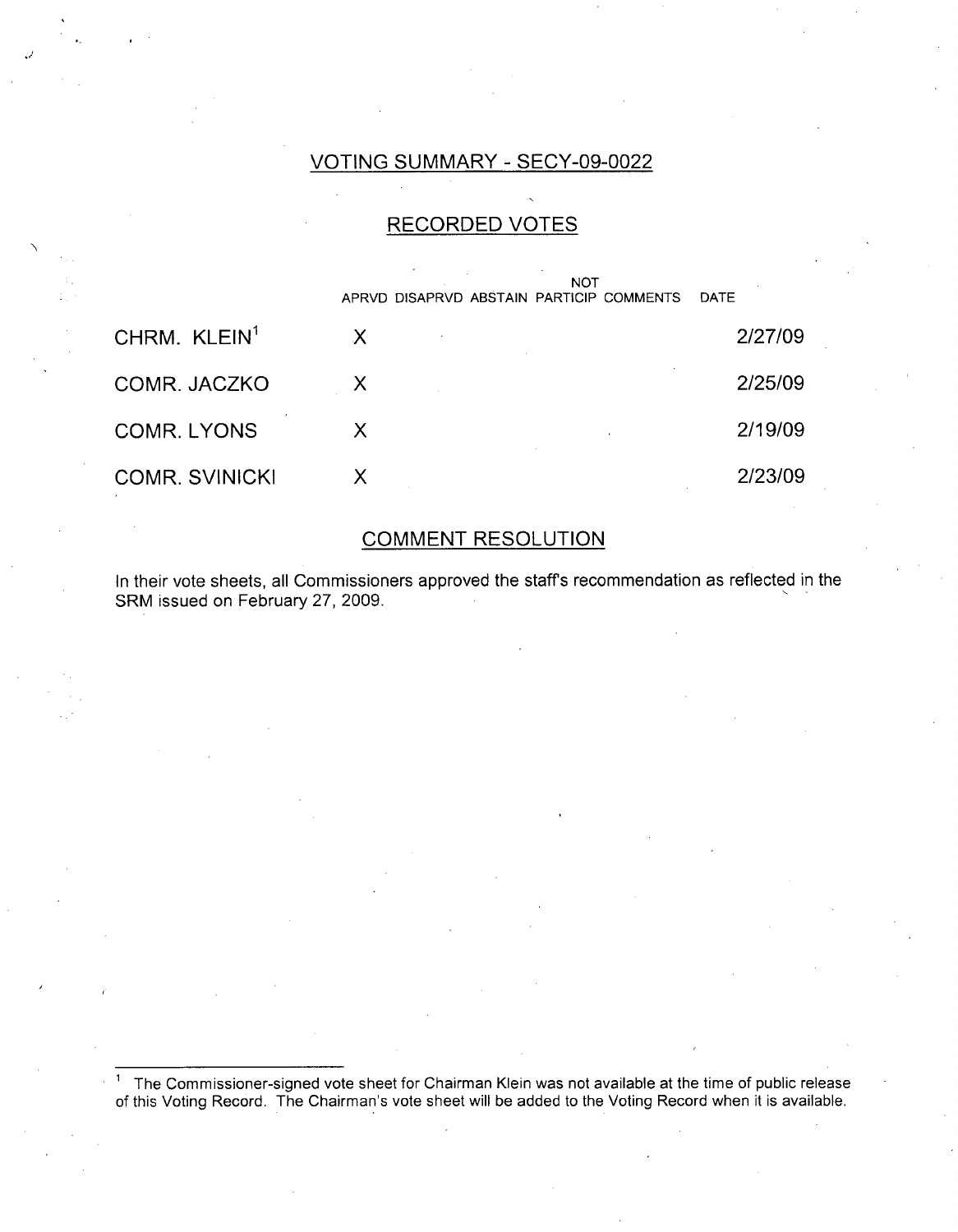## VOTING SUMMARY - SECY-09-0022

## RECORDED VOTES

| | APRVD | DISAPRVD | ABSTAIN | NOT PARTICIP | COMMENTS | DATE |
|---|---|---|---|---|---|---|
| CHRM. KLEIN[1] | X | | | | | 2/27/09 |
| COMR. JACZKO | X | | | | | 2/25/09 |
| COMR. LYONS | X | | | | | 2/19/09 |
| COMR. SVINICKI | X | | | | | 2/23/09 |

## COMMENT RESOLUTION

In their vote sheets, all Commissioners approved the staff's recommendation as reflected in the SRM issued on February 27, 2009.

---

[1] The Commissioner-signed vote sheet for Chairman Klein was not available at the time of public release of this Voting Record. The Chairman's vote sheet will be added to the Voting Record when it is available.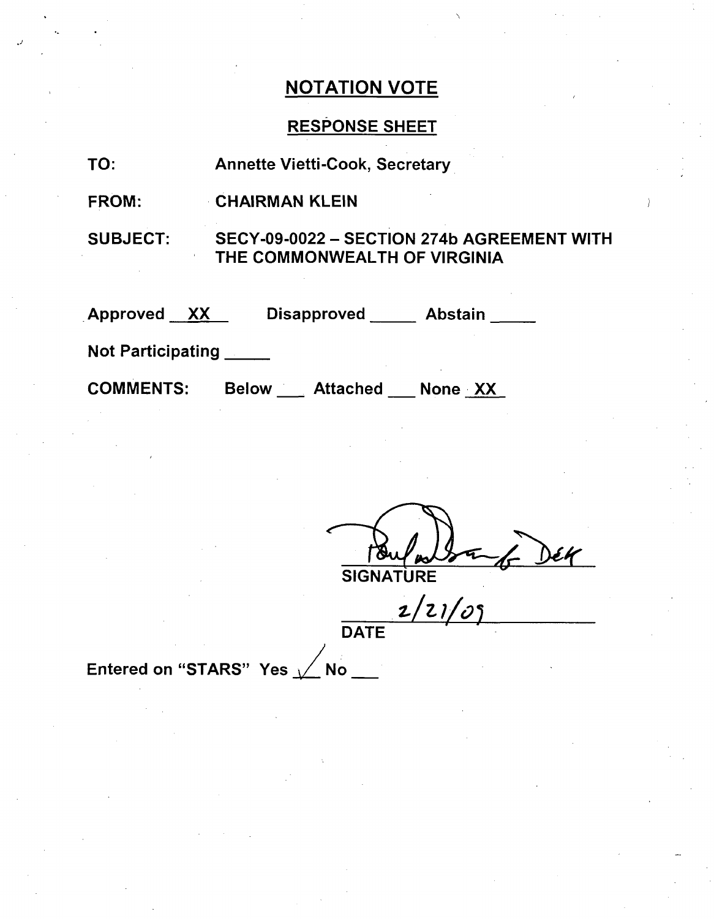# NOTATION VOTE

## RESPONSE SHEET

TO: Annette Vietti-Cook, Secretary

FROM: CHAIRMAN KLEIN

SUBJECT: SECY-09-0022 – SECTION 274b AGREEMENT WITH THE COMMONWEALTH OF VIRGINIA

Approved XX Disapproved _____ Abstain _____

Not Participating _____

COMMENTS: Below ___ Attached ___ None XX

SIGNATURE

2/21/09

DATE

Entered on "STARS" Yes ✓ No ___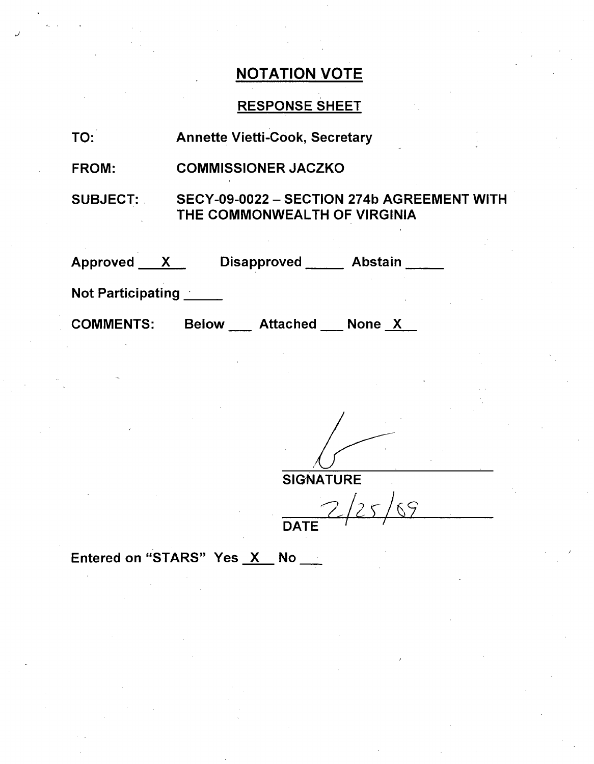# NOTATION VOTE

## RESPONSE SHEET

TO: Annette Vietti-Cook, Secretary

FROM: COMMISSIONER JACZKO

SUBJECT: SECY-09-0022 – SECTION 274b AGREEMENT WITH THE COMMONWEALTH OF VIRGINIA

Approved X Disapproved \_\_\_\_\_ Abstain \_\_\_\_\_

Not Participating \_\_\_\_\_

COMMENTS: Below \_\_\_ Attached \_\_\_ None X

SIGNATURE

2/25/09

DATE

Entered on "STARS" Yes X No \_\_\_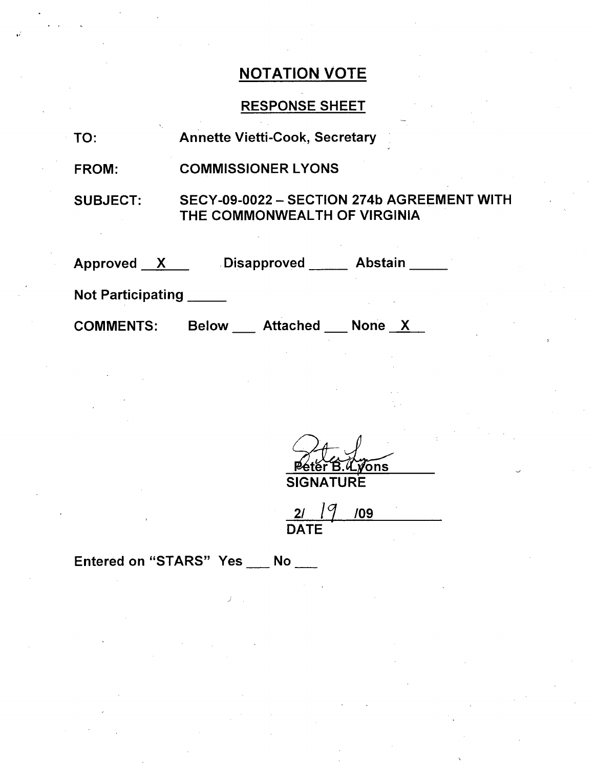# NOTATION VOTE

## RESPONSE SHEET

TO: Annette Vietti-Cook, Secretary

FROM: COMMISSIONER LYONS

SUBJECT: SECY-09-0022 – SECTION 274b AGREEMENT WITH THE COMMONWEALTH OF VIRGINIA

Approved __X__ Disapproved _____ Abstain _____

Not Participating _____

COMMENTS: Below ___ Attached ___ None __X__

Peter B. Lyons
SIGNATURE

2/ 19 /09
DATE

Entered on "STARS" Yes ___ No ___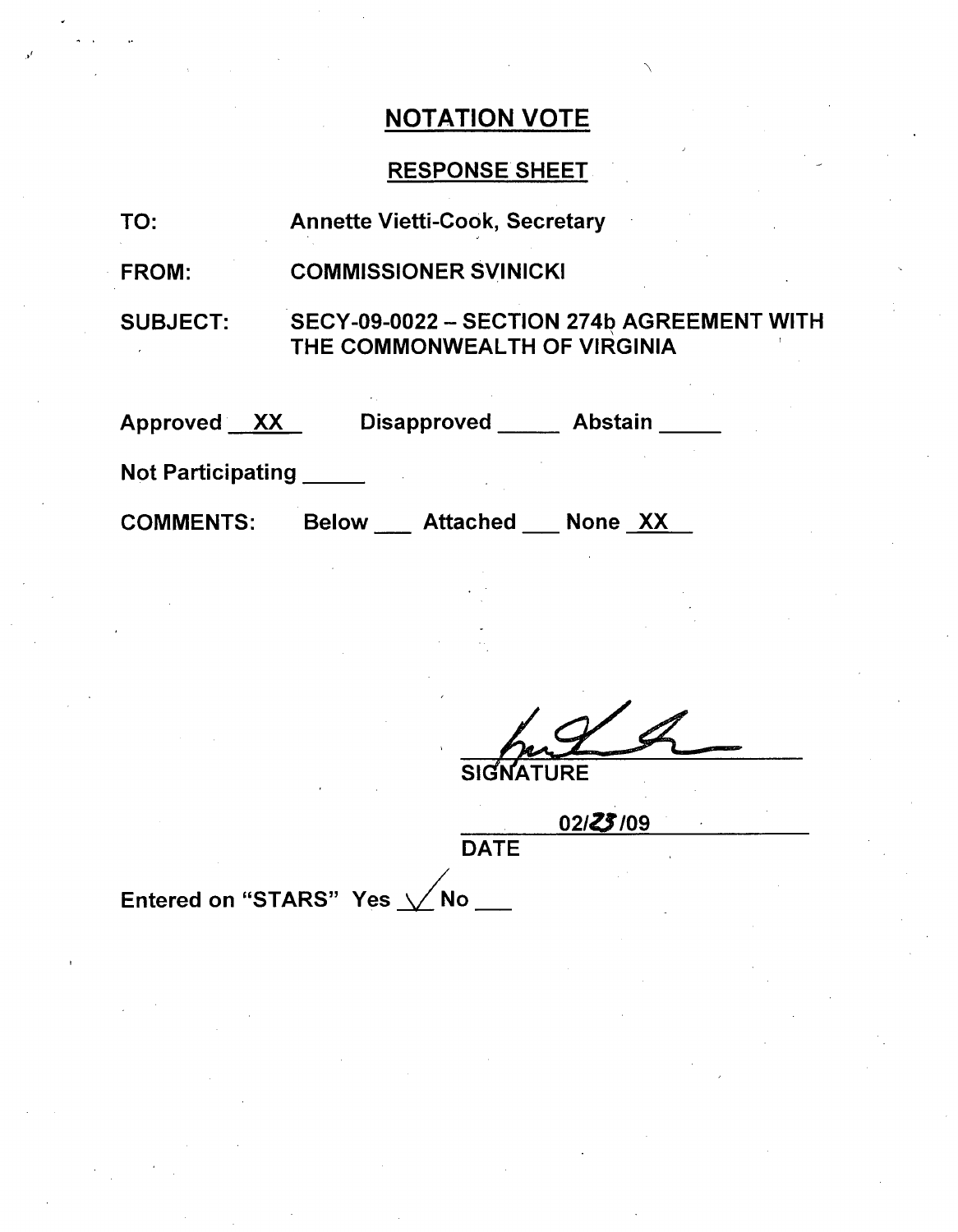# NOTATION VOTE

## RESPONSE SHEET

TO: Annette Vietti-Cook, Secretary

FROM: COMMISSIONER SVINICKI

SUBJECT: SECY-09-0022 – SECTION 274b AGREEMENT WITH THE COMMONWEALTH OF VIRGINIA

Approved \_\_XX\_\_ Disapproved \_\_\_\_\_ Abstain \_\_\_\_\_

Not Participating \_\_\_\_\_

COMMENTS: Below \_\_\_ Attached \_\_\_ None \_\_XX\_\_

SIGNATURE

02/23/09

DATE

Entered on "STARS" Yes ✓ No \_\_\_